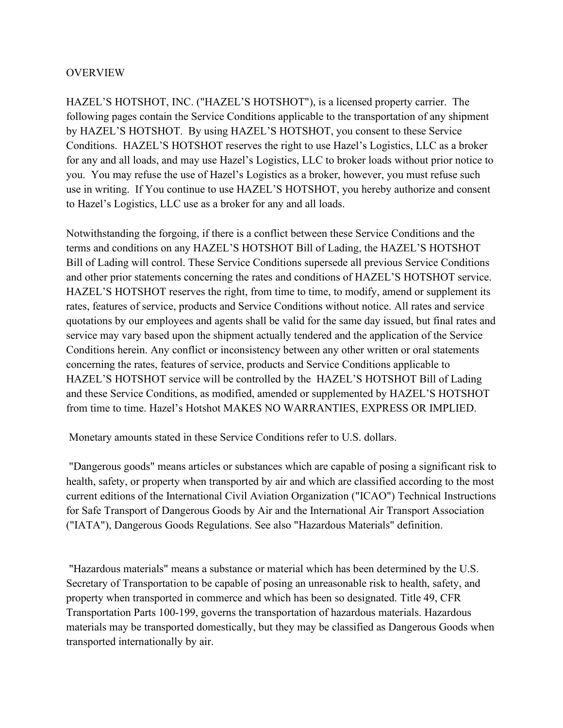# OVERVIEW

HAZEL'S HOTSHOT, INC. ("HAZEL'S HOTSHOT"), is a licensed property carrier. The following pages contain the Service Conditions applicable to the transportation of any shipment by HAZEL'S HOTSHOT. By using HAZEL'S HOTSHOT, you consent to these Service Conditions. HAZEL'S HOTSHOT reserves the right to use Hazel's Logistics, LLC as a broker for any and all loads, and may use Hazel's Logistics, LLC to broker loads without prior notice to you. You may refuse the use of Hazel's Logistics as a broker, however, you must refuse such use in writing. If You continue to use HAZEL'S HOTSHOT, you hereby authorize and consent to Hazel's Logistics, LLC use as a broker for any and all loads.

Notwithstanding the forgoing, if there is a conflict between these Service Conditions and the terms and conditions on any HAZEL'S HOTSHOT Bill of Lading, the HAZEL'S HOTSHOT Bill of Lading will control. These Service Conditions supersede all previous Service Conditions and other prior statements concerning the rates and conditions of HAZEL'S HOTSHOT service. HAZEL'S HOTSHOT reserves the right, from time to time, to modify, amend or supplement its rates, features of service, products and Service Conditions without notice. All rates and service quotations by our employees and agents shall be valid for the same day issued, but final rates and service may vary based upon the shipment actually tendered and the application of the Service Conditions herein. Any conflict or inconsistency between any other written or oral statements concerning the rates, features of service, products and Service Conditions applicable to HAZEL'S HOTSHOT service will be controlled by the HAZEL'S HOTSHOT Bill of Lading and these Service Conditions, as modified, amended or supplemented by HAZEL'S HOTSHOT from time to time. Hazel's Hotshot MAKES NO WARRANTIES, EXPRESS OR IMPLIED.

Monetary amounts stated in these Service Conditions refer to U.S. dollars.

"Dangerous goods" means articles or substances which are capable of posing a significant risk to health, safety, or property when transported by air and which are classified according to the most current editions of the International Civil Aviation Organization ("ICAO") Technical Instructions for Safe Transport of Dangerous Goods by Air and the International Air Transport Association ("IATA"), Dangerous Goods Regulations. See also "Hazardous Materials" definition.

"Hazardous materials" means a substance or material which has been determined by the U.S. Secretary of Transportation to be capable of posing an unreasonable risk to health, safety, and property when transported in commerce and which has been so designated. Title 49, CFR Transportation Parts 100-199, governs the transportation of hazardous materials. Hazardous materials may be transported domestically, but they may be classified as Dangerous Goods when transported internationally by air.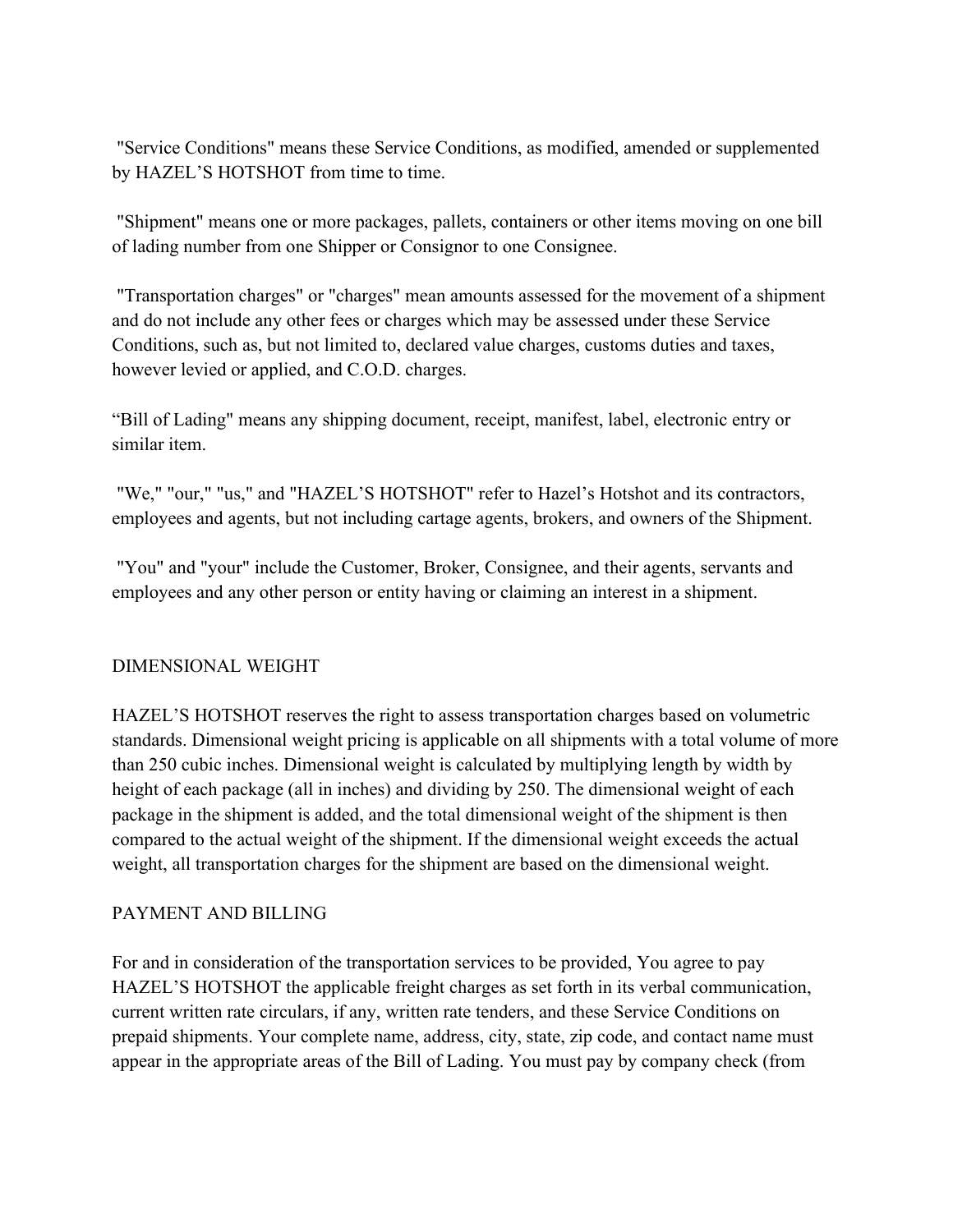"Service Conditions" means these Service Conditions, as modified, amended or supplemented by HAZEL'S HOTSHOT from time to time.

"Shipment" means one or more packages, pallets, containers or other items moving on one bill of lading number from one Shipper or Consignor to one Consignee.

"Transportation charges" or "charges" mean amounts assessed for the movement of a shipment and do not include any other fees or charges which may be assessed under these Service Conditions, such as, but not limited to, declared value charges, customs duties and taxes, however levied or applied, and C.O.D. charges.

"Bill of Lading" means any shipping document, receipt, manifest, label, electronic entry or similar item.

"We," "our," "us," and "HAZEL'S HOTSHOT" refer to Hazel's Hotshot and its contractors, employees and agents, but not including cartage agents, brokers, and owners of the Shipment.

"You" and "your" include the Customer, Broker, Consignee, and their agents, servants and employees and any other person or entity having or claiming an interest in a shipment.

## DIMENSIONAL WEIGHT

HAZEL'S HOTSHOT reserves the right to assess transportation charges based on volumetric standards. Dimensional weight pricing is applicable on all shipments with a total volume of more than 250 cubic inches. Dimensional weight is calculated by multiplying length by width by height of each package (all in inches) and dividing by 250. The dimensional weight of each package in the shipment is added, and the total dimensional weight of the shipment is then compared to the actual weight of the shipment. If the dimensional weight exceeds the actual weight, all transportation charges for the shipment are based on the dimensional weight.

## PAYMENT AND BILLING

For and in consideration of the transportation services to be provided, You agree to pay HAZEL'S HOTSHOT the applicable freight charges as set forth in its verbal communication, current written rate circulars, if any, written rate tenders, and these Service Conditions on prepaid shipments. Your complete name, address, city, state, zip code, and contact name must appear in the appropriate areas of the Bill of Lading. You must pay by company check (from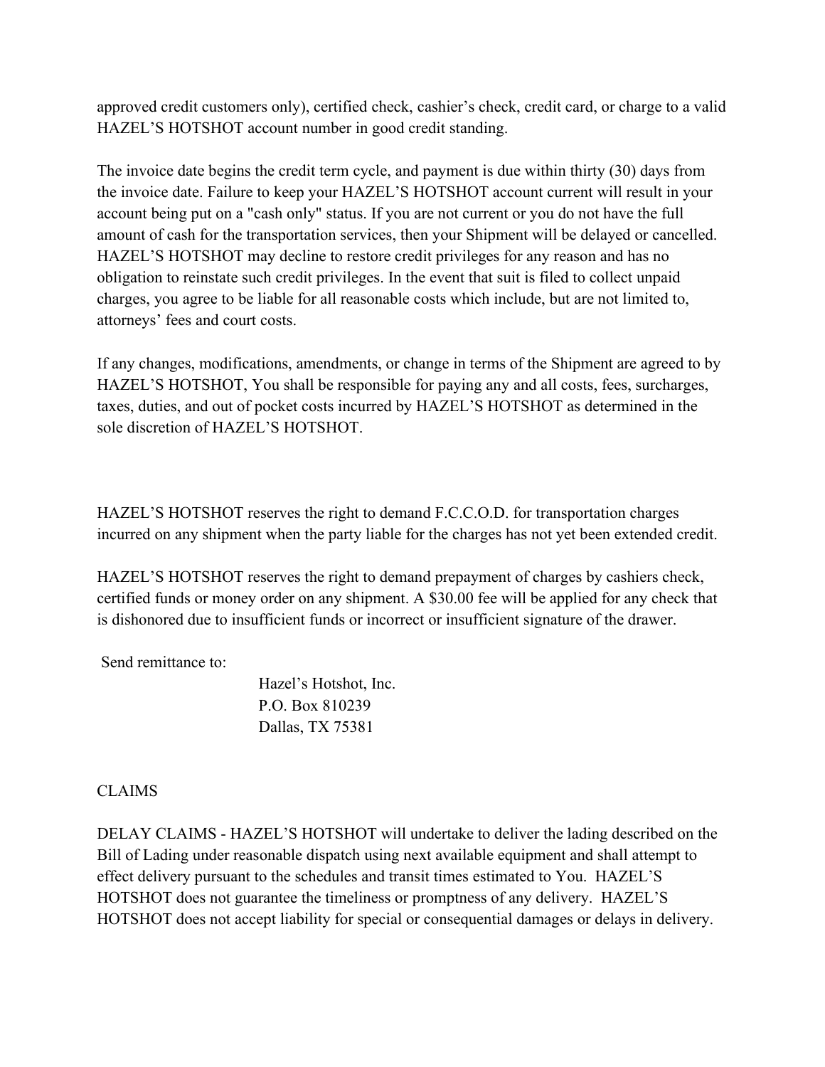approved credit customers only), certified check, cashier's check, credit card, or charge to a valid HAZEL'S HOTSHOT account number in good credit standing.

The invoice date begins the credit term cycle, and payment is due within thirty (30) days from the invoice date. Failure to keep your HAZEL'S HOTSHOT account current will result in your account being put on a "cash only" status. If you are not current or you do not have the full amount of cash for the transportation services, then your Shipment will be delayed or cancelled. HAZEL'S HOTSHOT may decline to restore credit privileges for any reason and has no obligation to reinstate such credit privileges. In the event that suit is filed to collect unpaid charges, you agree to be liable for all reasonable costs which include, but are not limited to, attorneys' fees and court costs.

If any changes, modifications, amendments, or change in terms of the Shipment are agreed to by HAZEL'S HOTSHOT, You shall be responsible for paying any and all costs, fees, surcharges, taxes, duties, and out of pocket costs incurred by HAZEL'S HOTSHOT as determined in the sole discretion of HAZEL'S HOTSHOT.

HAZEL'S HOTSHOT reserves the right to demand F.C.C.O.D. for transportation charges incurred on any shipment when the party liable for the charges has not yet been extended credit.

HAZEL'S HOTSHOT reserves the right to demand prepayment of charges by cashiers check, certified funds or money order on any shipment. A $30.00 fee will be applied for any check that is dishonored due to insufficient funds or incorrect or insufficient signature of the drawer.

Send remittance to:

Hazel's Hotshot, Inc.
P.O. Box 810239
Dallas, TX 75381

CLAIMS

DELAY CLAIMS - HAZEL'S HOTSHOT will undertake to deliver the lading described on the Bill of Lading under reasonable dispatch using next available equipment and shall attempt to effect delivery pursuant to the schedules and transit times estimated to You. HAZEL'S HOTSHOT does not guarantee the timeliness or promptness of any delivery. HAZEL'S HOTSHOT does not accept liability for special or consequential damages or delays in delivery.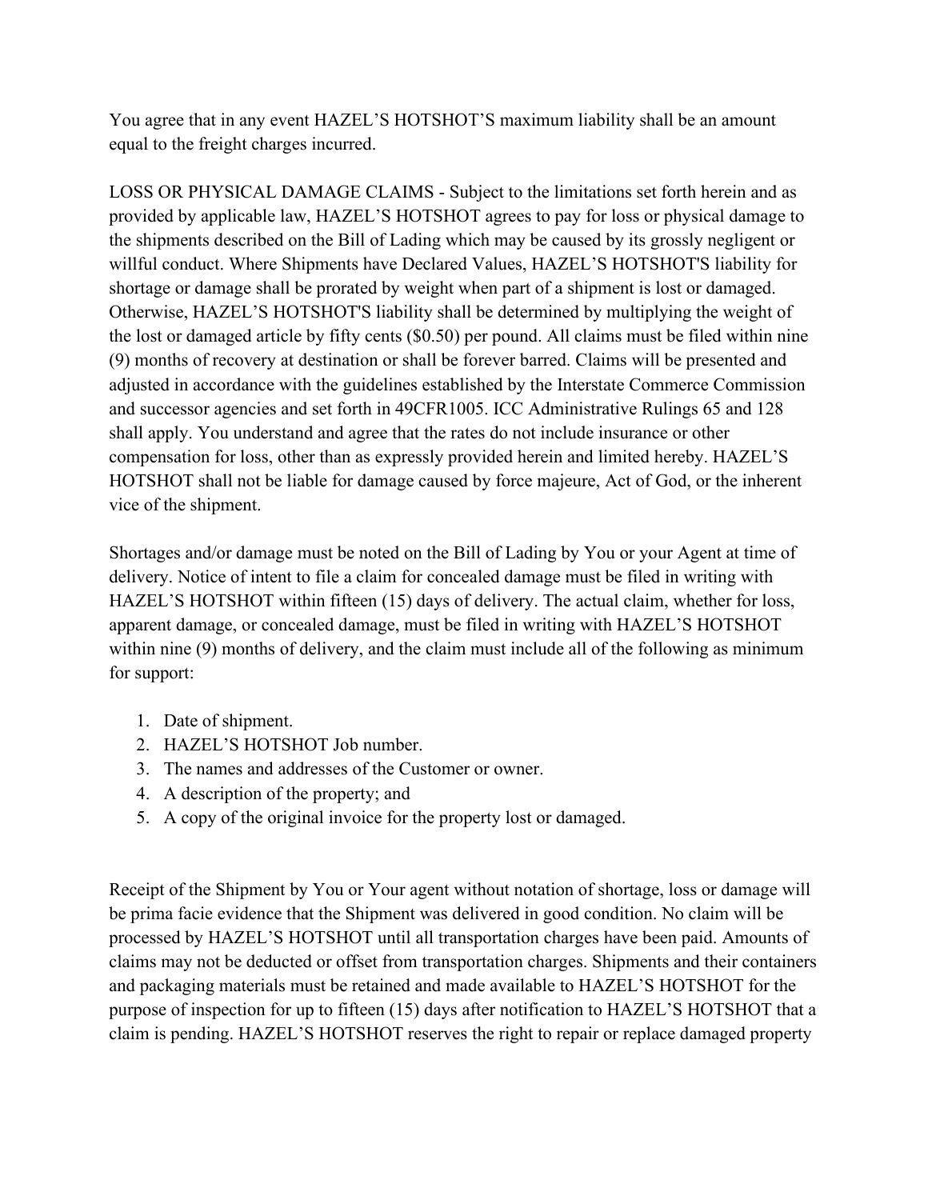You agree that in any event HAZEL’S HOTSHOT’S maximum liability shall be an amount equal to the freight charges incurred.

LOSS OR PHYSICAL DAMAGE CLAIMS - Subject to the limitations set forth herein and as provided by applicable law, HAZEL’S HOTSHOT agrees to pay for loss or physical damage to the shipments described on the Bill of Lading which may be caused by its grossly negligent or willful conduct. Where Shipments have Declared Values, HAZEL’S HOTSHOT'S liability for shortage or damage shall be prorated by weight when part of a shipment is lost or damaged. Otherwise, HAZEL’S HOTSHOT'S liability shall be determined by multiplying the weight of the lost or damaged article by fifty cents ($0.50) per pound. All claims must be filed within nine (9) months of recovery at destination or shall be forever barred. Claims will be presented and adjusted in accordance with the guidelines established by the Interstate Commerce Commission and successor agencies and set forth in 49CFR1005. ICC Administrative Rulings 65 and 128 shall apply. You understand and agree that the rates do not include insurance or other compensation for loss, other than as expressly provided herein and limited hereby. HAZEL’S HOTSHOT shall not be liable for damage caused by force majeure, Act of God, or the inherent vice of the shipment.

Shortages and/or damage must be noted on the Bill of Lading by You or your Agent at time of delivery. Notice of intent to file a claim for concealed damage must be filed in writing with HAZEL’S HOTSHOT within fifteen (15) days of delivery. The actual claim, whether for loss, apparent damage, or concealed damage, must be filed in writing with HAZEL’S HOTSHOT within nine (9) months of delivery, and the claim must include all of the following as minimum for support:

1. Date of shipment.
2. HAZEL’S HOTSHOT Job number.
3. The names and addresses of the Customer or owner.
4. A description of the property; and
5. A copy of the original invoice for the property lost or damaged.

Receipt of the Shipment by You or Your agent without notation of shortage, loss or damage will be prima facie evidence that the Shipment was delivered in good condition. No claim will be processed by HAZEL’S HOTSHOT until all transportation charges have been paid. Amounts of claims may not be deducted or offset from transportation charges. Shipments and their containers and packaging materials must be retained and made available to HAZEL’S HOTSHOT for the purpose of inspection for up to fifteen (15) days after notification to HAZEL’S HOTSHOT that a claim is pending. HAZEL’S HOTSHOT reserves the right to repair or replace damaged property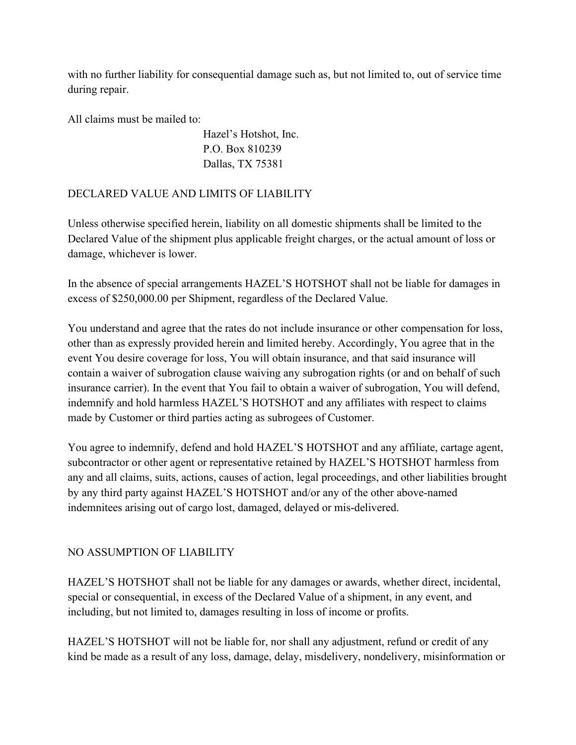with no further liability for consequential damage such as, but not limited to, out of service time during repair.

All claims must be mailed to:

Hazel's Hotshot, Inc.
P.O. Box 810239
Dallas, TX 75381

## DECLARED VALUE AND LIMITS OF LIABILITY

Unless otherwise specified herein, liability on all domestic shipments shall be limited to the Declared Value of the shipment plus applicable freight charges, or the actual amount of loss or damage, whichever is lower.

In the absence of special arrangements HAZEL'S HOTSHOT shall not be liable for damages in excess of $250,000.00 per Shipment, regardless of the Declared Value.

You understand and agree that the rates do not include insurance or other compensation for loss, other than as expressly provided herein and limited hereby. Accordingly, You agree that in the event You desire coverage for loss, You will obtain insurance, and that said insurance will contain a waiver of subrogation clause waiving any subrogation rights (or and on behalf of such insurance carrier). In the event that You fail to obtain a waiver of subrogation, You will defend, indemnify and hold harmless HAZEL'S HOTSHOT and any affiliates with respect to claims made by Customer or third parties acting as subrogees of Customer.

You agree to indemnify, defend and hold HAZEL'S HOTSHOT and any affiliate, cartage agent, subcontractor or other agent or representative retained by HAZEL'S HOTSHOT harmless from any and all claims, suits, actions, causes of action, legal proceedings, and other liabilities brought by any third party against HAZEL'S HOTSHOT and/or any of the other above-named indemnitees arising out of cargo lost, damaged, delayed or mis-delivered.

## NO ASSUMPTION OF LIABILITY

HAZEL'S HOTSHOT shall not be liable for any damages or awards, whether direct, incidental, special or consequential, in excess of the Declared Value of a shipment, in any event, and including, but not limited to, damages resulting in loss of income or profits.

HAZEL'S HOTSHOT will not be liable for, nor shall any adjustment, refund or credit of any kind be made as a result of any loss, damage, delay, misdelivery, nondelivery, misinformation or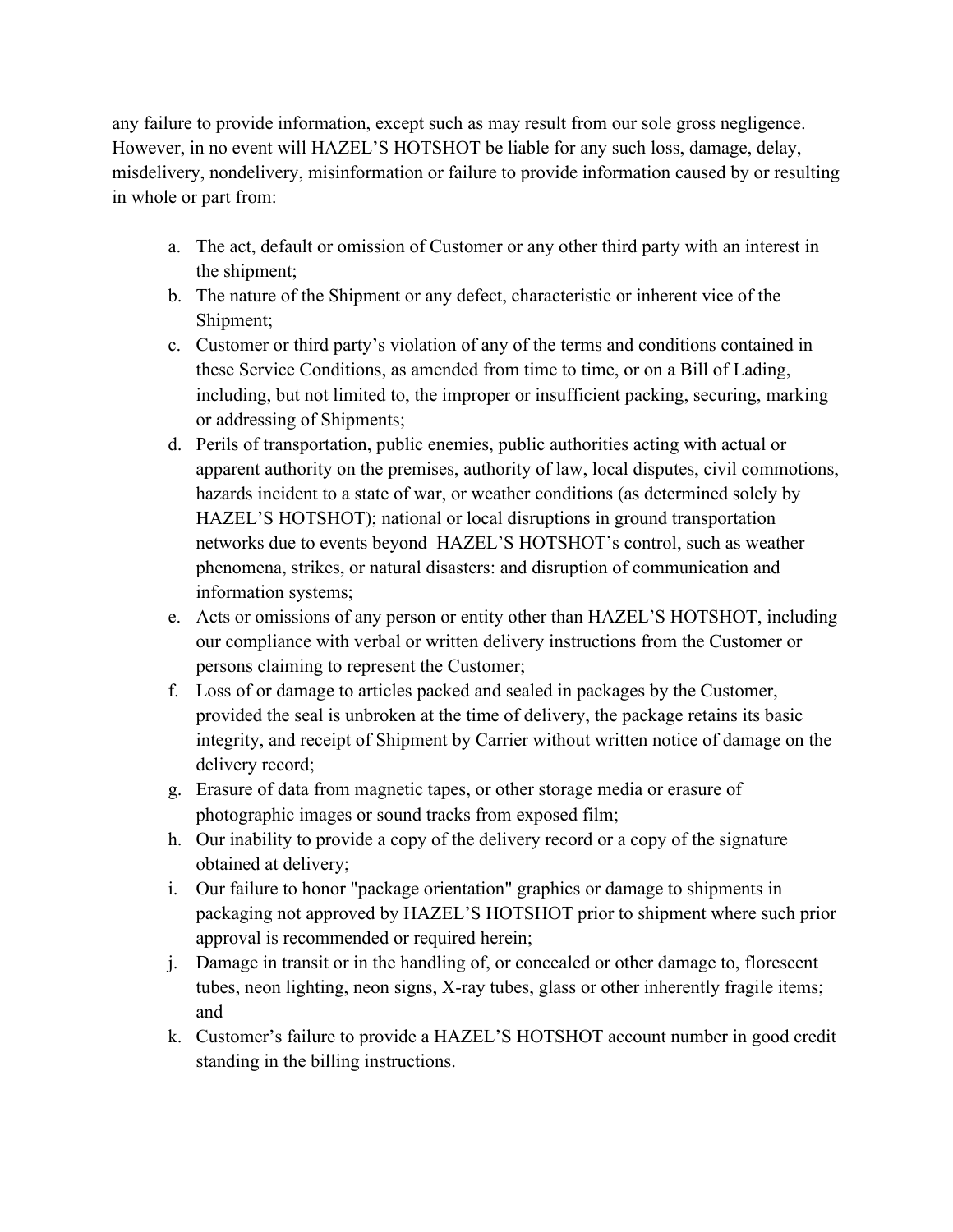any failure to provide information, except such as may result from our sole gross negligence. However, in no event will HAZEL'S HOTSHOT be liable for any such loss, damage, delay, misdelivery, nondelivery, misinformation or failure to provide information caused by or resulting in whole or part from:

a. The act, default or omission of Customer or any other third party with an interest in the shipment;
b. The nature of the Shipment or any defect, characteristic or inherent vice of the Shipment;
c. Customer or third party's violation of any of the terms and conditions contained in these Service Conditions, as amended from time to time, or on a Bill of Lading, including, but not limited to, the improper or insufficient packing, securing, marking or addressing of Shipments;
d. Perils of transportation, public enemies, public authorities acting with actual or apparent authority on the premises, authority of law, local disputes, civil commotions, hazards incident to a state of war, or weather conditions (as determined solely by HAZEL'S HOTSHOT); national or local disruptions in ground transportation networks due to events beyond HAZEL'S HOTSHOT's control, such as weather phenomena, strikes, or natural disasters: and disruption of communication and information systems;
e. Acts or omissions of any person or entity other than HAZEL'S HOTSHOT, including our compliance with verbal or written delivery instructions from the Customer or persons claiming to represent the Customer;
f. Loss of or damage to articles packed and sealed in packages by the Customer, provided the seal is unbroken at the time of delivery, the package retains its basic integrity, and receipt of Shipment by Carrier without written notice of damage on the delivery record;
g. Erasure of data from magnetic tapes, or other storage media or erasure of photographic images or sound tracks from exposed film;
h. Our inability to provide a copy of the delivery record or a copy of the signature obtained at delivery;
i. Our failure to honor "package orientation" graphics or damage to shipments in packaging not approved by HAZEL'S HOTSHOT prior to shipment where such prior approval is recommended or required herein;
j. Damage in transit or in the handling of, or concealed or other damage to, florescent tubes, neon lighting, neon signs, X-ray tubes, glass or other inherently fragile items; and
k. Customer's failure to provide a HAZEL'S HOTSHOT account number in good credit standing in the billing instructions.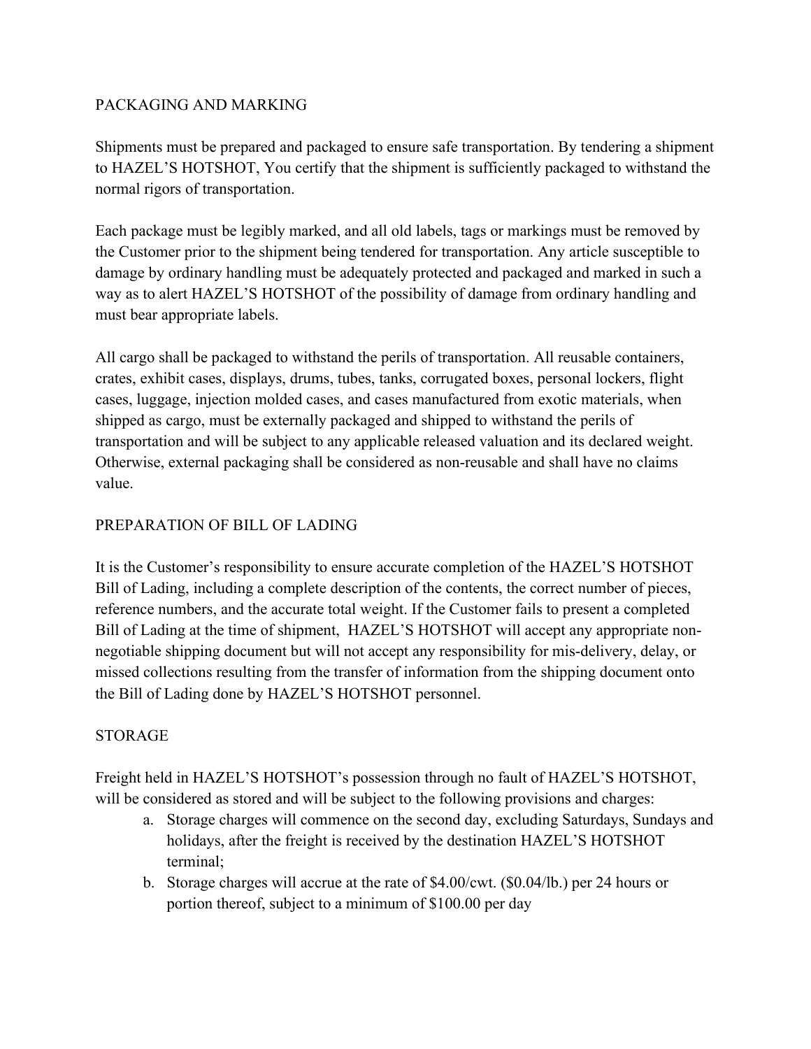## PACKAGING AND MARKING

Shipments must be prepared and packaged to ensure safe transportation. By tendering a shipment to HAZEL'S HOTSHOT, You certify that the shipment is sufficiently packaged to withstand the normal rigors of transportation.

Each package must be legibly marked, and all old labels, tags or markings must be removed by the Customer prior to the shipment being tendered for transportation. Any article susceptible to damage by ordinary handling must be adequately protected and packaged and marked in such a way as to alert HAZEL'S HOTSHOT of the possibility of damage from ordinary handling and must bear appropriate labels.

All cargo shall be packaged to withstand the perils of transportation. All reusable containers, crates, exhibit cases, displays, drums, tubes, tanks, corrugated boxes, personal lockers, flight cases, luggage, injection molded cases, and cases manufactured from exotic materials, when shipped as cargo, must be externally packaged and shipped to withstand the perils of transportation and will be subject to any applicable released valuation and its declared weight. Otherwise, external packaging shall be considered as non-reusable and shall have no claims value.

## PREPARATION OF BILL OF LADING

It is the Customer's responsibility to ensure accurate completion of the HAZEL'S HOTSHOT Bill of Lading, including a complete description of the contents, the correct number of pieces, reference numbers, and the accurate total weight. If the Customer fails to present a completed Bill of Lading at the time of shipment, HAZEL'S HOTSHOT will accept any appropriate non-negotiable shipping document but will not accept any responsibility for mis-delivery, delay, or missed collections resulting from the transfer of information from the shipping document onto the Bill of Lading done by HAZEL'S HOTSHOT personnel.

## STORAGE

Freight held in HAZEL'S HOTSHOT's possession through no fault of HAZEL'S HOTSHOT, will be considered as stored and will be subject to the following provisions and charges:

a. Storage charges will commence on the second day, excluding Saturdays, Sundays and holidays, after the freight is received by the destination HAZEL'S HOTSHOT terminal;
b. Storage charges will accrue at the rate of $4.00/cwt. ($0.04/lb.) per 24 hours or portion thereof, subject to a minimum of $100.00 per day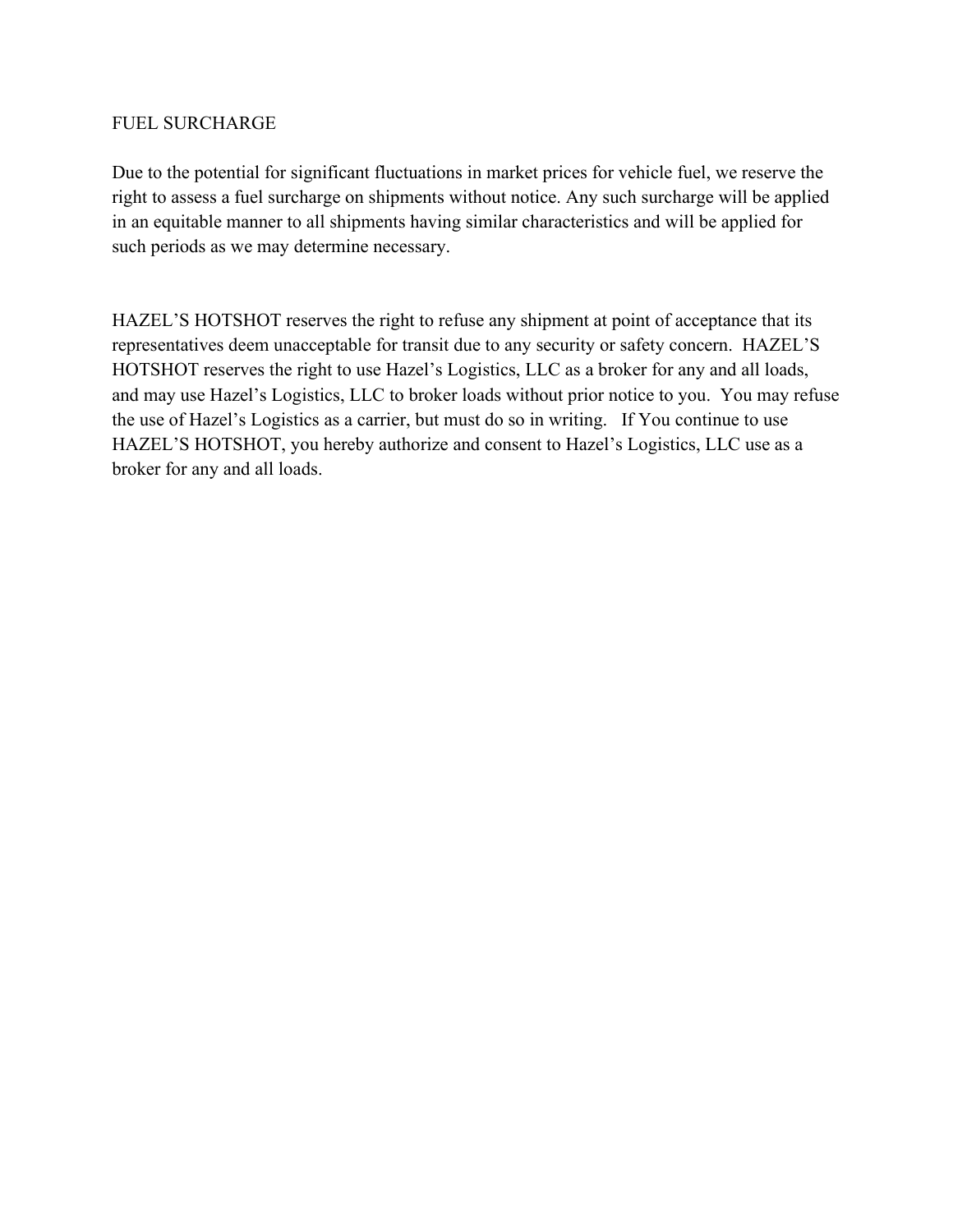## FUEL SURCHARGE

Due to the potential for significant fluctuations in market prices for vehicle fuel, we reserve the right to assess a fuel surcharge on shipments without notice. Any such surcharge will be applied in an equitable manner to all shipments having similar characteristics and will be applied for such periods as we may determine necessary.

HAZEL'S HOTSHOT reserves the right to refuse any shipment at point of acceptance that its representatives deem unacceptable for transit due to any security or safety concern. HAZEL'S HOTSHOT reserves the right to use Hazel's Logistics, LLC as a broker for any and all loads, and may use Hazel's Logistics, LLC to broker loads without prior notice to you. You may refuse the use of Hazel's Logistics as a carrier, but must do so in writing. If You continue to use HAZEL'S HOTSHOT, you hereby authorize and consent to Hazel's Logistics, LLC use as a broker for any and all loads.